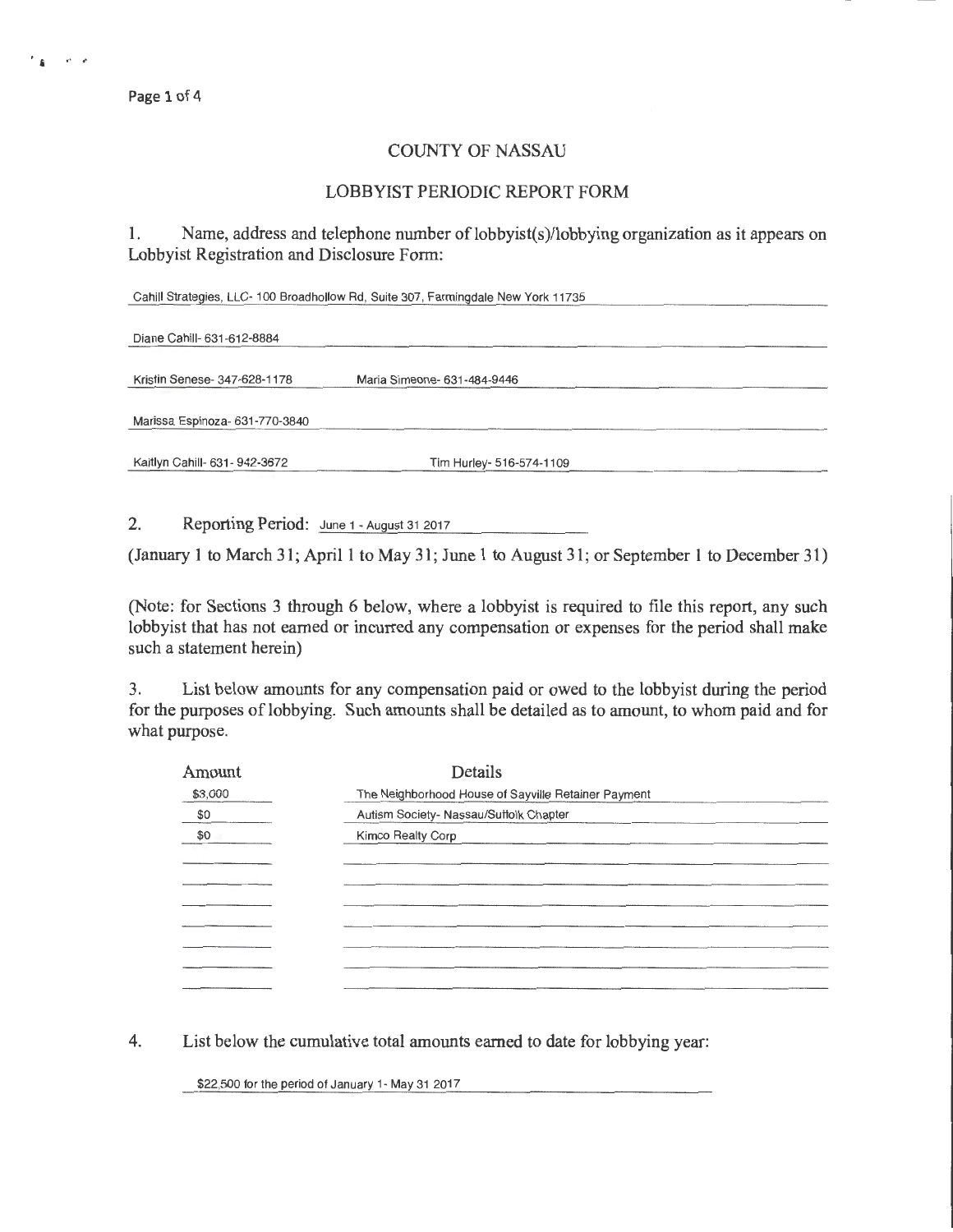# COUNTY OF NASSAU

## LOBBYIST PERIODIC REPORT FORM

1. Name, address and telephone number of lobbyist(s)/lobbying organization as it appears on Lobbyist Registration and Disclosure Form:

Cahill Strategies, LLC- 100 Broadhollow Rd, Suite 307, Farmingdale New York 11735

Diane Cahill- 631-612-8884

Kristin Senese- 347-628-1178 Maria Simeone- 631-484-9446

Marissa Espinoza- 631-770-3840

Kaitlyn Cahill- 631- 942-3672 Tim Hurley- 516-574-1109

2. Reporting Period: June 1 - August 31 2017

(January 1 to March 31; April 1 to May 31; June 1 to August 31; or September 1 to December 31)

(Note: for Sections 3 through 6 below, where a lobbyist is required to file this report, any such lobbyist that has not earned or incurred any compensation or expenses for the period shall make such a statement herein)

3. List below amounts for any compensation paid or owed to the lobbyist during the period for the purposes of lobbying. Such amounts shall be detailed as to amount, to whom paid and for what purpose.

| Amount | Details |
|---|---|
| $3,000 | The Neighborhood House of Sayville Retainer Payment |
| $0 | Autism Society- Nassau/Suffolk Chapter |
| $0 | Kimco Realty Corp |

4. List below the cumulative total amounts earned to date for lobbying year:

$22,500 for the period of January 1- May 31 2017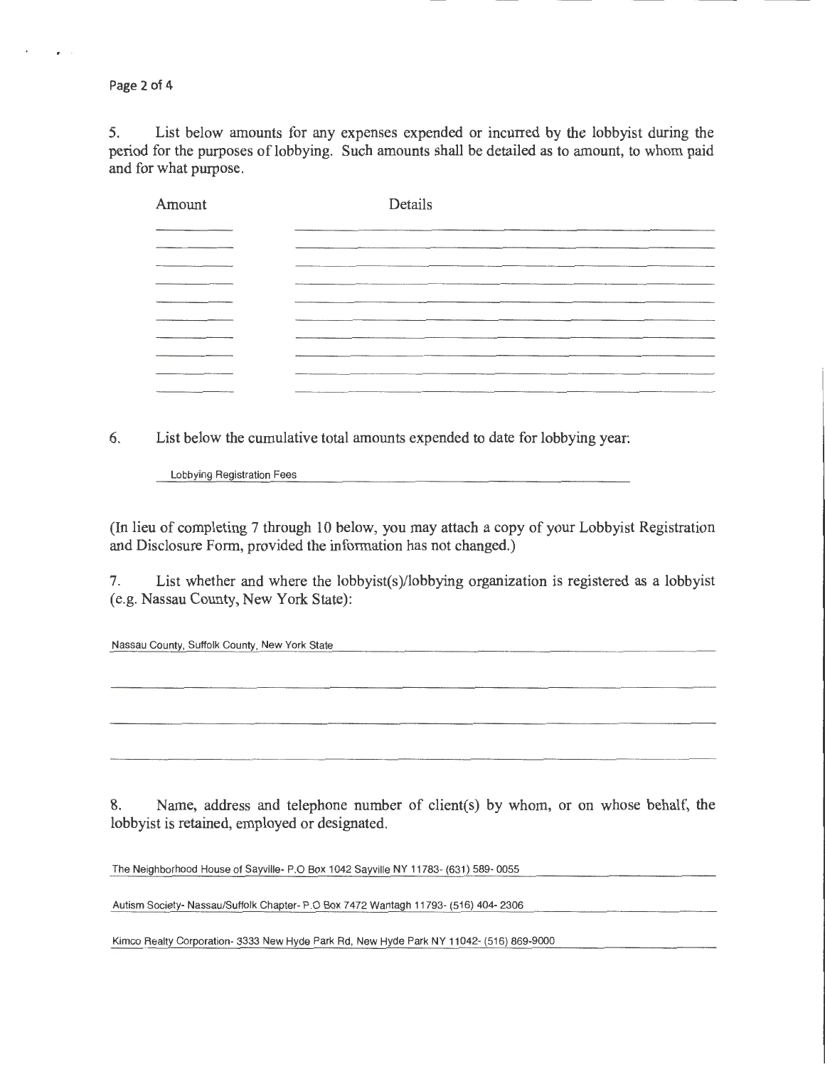5. List below amounts for any expenses expended or incurred by the lobbyist during the period for the purposes of lobbying. Such amounts shall be detailed as to amount, to whom paid and for what purpose.

| Amount | Details |
| --- | --- |
| | |
| | |
| | |
| | |
| | |
| | |
| | |
| | |
| | |
| | |

6. List below the cumulative total amounts expended to date for lobbying year:

Lobbying Registration Fees

(In lieu of completing 7 through 10 below, you may attach a copy of your Lobbyist Registration and Disclosure Form, provided the information has not changed.)

7. List whether and where the lobbyist(s)/lobbying organization is registered as a lobbyist (e.g. Nassau County, New York State):

Nassau County, Suffolk County, New York State

8. Name, address and telephone number of client(s) by whom, or on whose behalf, the lobbyist is retained, employed or designated.

The Neighborhood House of Sayville- P.O Box 1042 Sayville NY 11783- (631) 589- 0055

Autism Society- Nassau/Suffolk Chapter- P.O Box 7472 Wantagh 11793- (516) 404- 2306

Kimco Realty Corporation- 3333 New Hyde Park Rd, New Hyde Park NY 11042- (516) 869-9000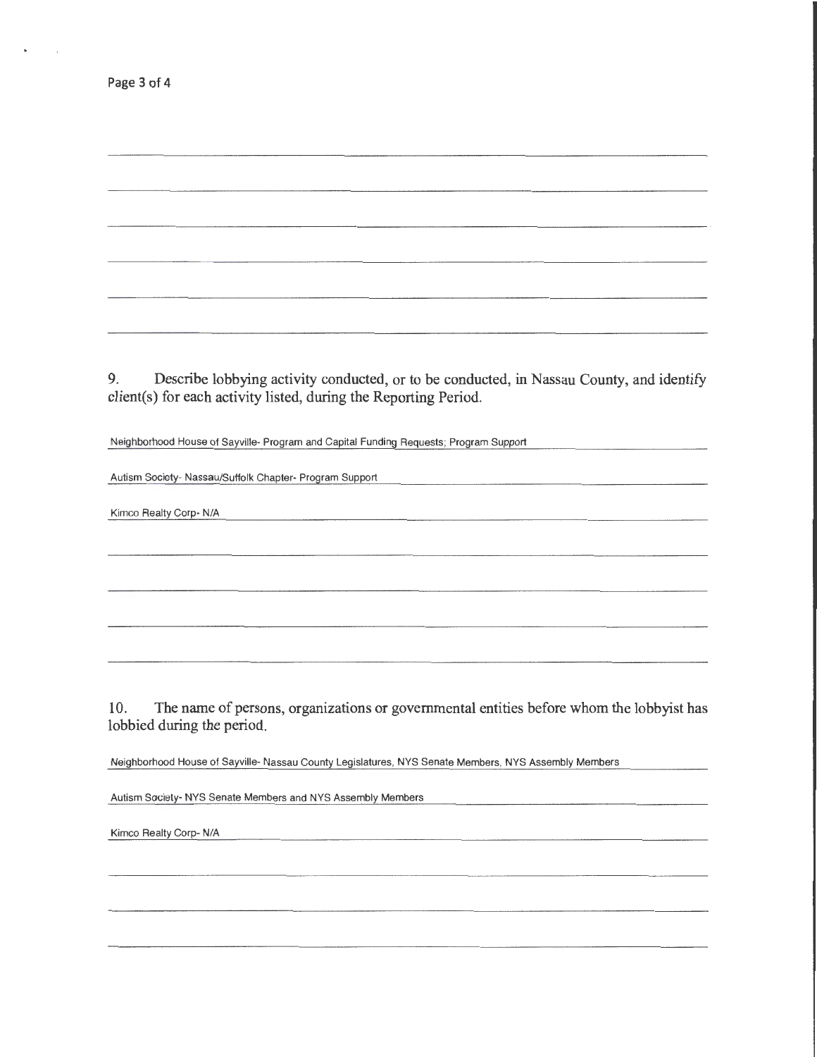9. Describe lobbying activity conducted, or to be conducted, in Nassau County, and identify client(s) for each activity listed, during the Reporting Period.

Neighborhood House of Sayville- Program and Capital Funding Requests; Program Support

Autism Society- Nassau/Suffolk Chapter- Program Support

Kimco Realty Corp- N/A

10. The name of persons, organizations or governmental entities before whom the lobbyist has lobbied during the period.

Neighborhood House of Sayville- Nassau County Legislatures, NYS Senate Members, NYS Assembly Members

Autism Society- NYS Senate Members and NYS Assembly Members

Kimco Realty Corp- N/A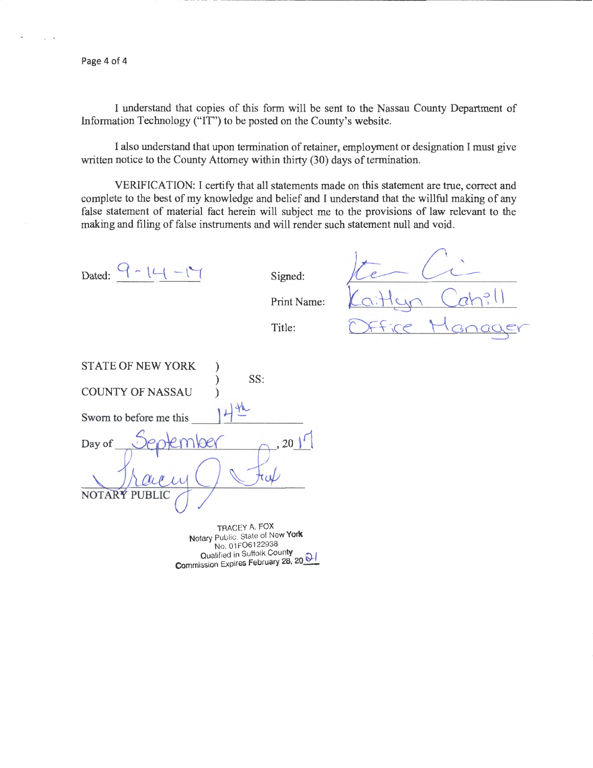I understand that copies of this form will be sent to the Nassau County Department of Information Technology ("IT") to be posted on the County's website.

I also understand that upon termination of retainer, employment or designation I must give written notice to the County Attorney within thirty (30) days of termination.

VERIFICATION: I certify that all statements made on this statement are true, correct and complete to the best of my knowledge and belief and I understand that the willful making of any false statement of material fact herein will subject me to the provisions of law relevant to the making and filing of false instruments and will render such statement null and void.

Dated: 9-14-17

Signed: [signature]

Print Name: Kaitlyn Cahill

Title: Office Manager

STATE OF NEW YORK )
) SS:
COUNTY OF NASSAU )

Sworn to before me this 14th

Day of September, 2017

[signature]
NOTARY PUBLIC

TRACEY A. FOX
Notary Public, State of New York
No. 01FO6122938
Qualified in Suffolk County
Commission Expires February 28, 2021